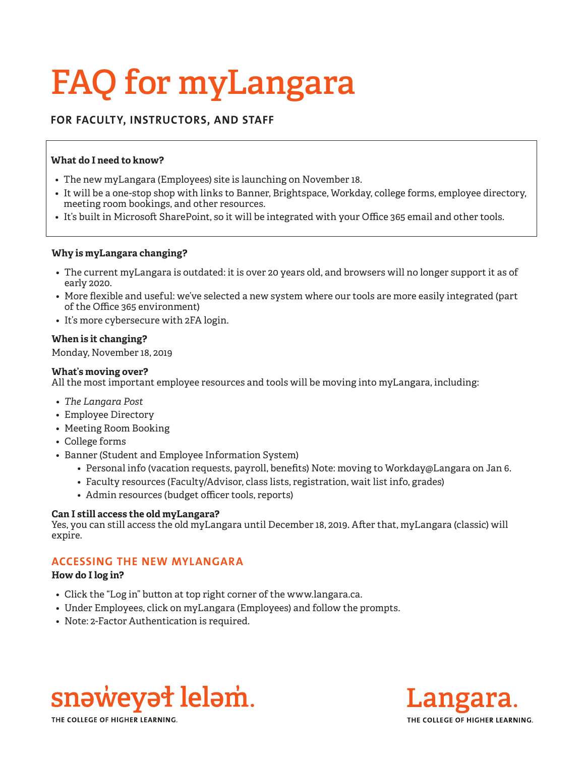# FAQ for myLangara

## FOR FACULTY, INSTRUCTORS, AND STAFF

**What do I need to know?**

- The new myLangara (Employees) site is launching on November 18.
- It will be a one-stop shop with links to Banner, Brightspace, Workday, college forms, employee directory, meeting room bookings, and other resources.
- It's built in Microsoft SharePoint, so it will be integrated with your Office 365 email and other tools.

**Why is myLangara changing?**

- The current myLangara is outdated: it is over 20 years old, and browsers will no longer support it as of early 2020.
- More flexible and useful: we've selected a new system where our tools are more easily integrated (part of the Office 365 environment)
- It's more cybersecure with 2FA login.

**When is it changing?**
Monday, November 18, 2019

**What's moving over?**
All the most important employee resources and tools will be moving into myLangara, including:

- *The Langara Post*
- Employee Directory
- Meeting Room Booking
- College forms
- Banner (Student and Employee Information System)
  - Personal info (vacation requests, payroll, benefits) Note: moving to Workday@Langara on Jan 6.
  - Faculty resources (Faculty/Advisor, class lists, registration, wait list info, grades)
  - Admin resources (budget officer tools, reports)

**Can I still access the old myLangara?**
Yes, you can still access the old myLangara until December 18, 2019. After that, myLangara (classic) will expire.

## ACCESSING THE NEW MYLANGARA

**How do I log in?**

- Click the "Log in" button at top right corner of the www.langara.ca.
- Under Employees, click on myLangara (Employees) and follow the prompts.
- Note: 2-Factor Authentication is required.

snəw̓eyəɬ leləm̓.
THE COLLEGE OF HIGHER LEARNING.

Langara.
THE COLLEGE OF HIGHER LEARNING.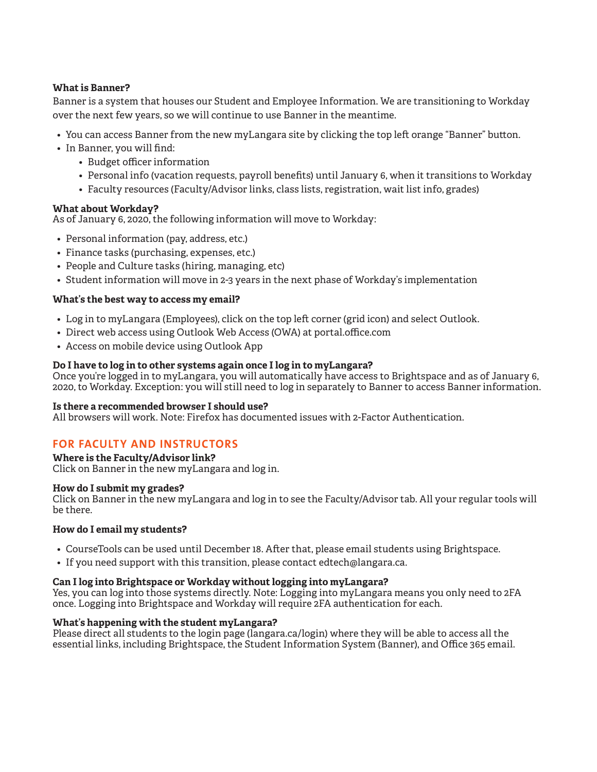**What is Banner?**

Banner is a system that houses our Student and Employee Information. We are transitioning to Workday over the next few years, so we will continue to use Banner in the meantime.

- You can access Banner from the new myLangara site by clicking the top left orange "Banner" button.
- In Banner, you will find:
  - Budget officer information
  - Personal info (vacation requests, payroll benefits) until January 6, when it transitions to Workday
  - Faculty resources (Faculty/Advisor links, class lists, registration, wait list info, grades)

**What about Workday?**

As of January 6, 2020, the following information will move to Workday:

- Personal information (pay, address, etc.)
- Finance tasks (purchasing, expenses, etc.)
- People and Culture tasks (hiring, managing, etc)
- Student information will move in 2-3 years in the next phase of Workday's implementation

**What's the best way to access my email?**

- Log in to myLangara (Employees), click on the top left corner (grid icon) and select Outlook.
- Direct web access using Outlook Web Access (OWA) at portal.office.com
- Access on mobile device using Outlook App

**Do I have to log in to other systems again once I log in to myLangara?**

Once you're logged in to myLangara, you will automatically have access to Brightspace and as of January 6, 2020, to Workday. Exception: you will still need to log in separately to Banner to access Banner information.

**Is there a recommended browser I should use?**

All browsers will work. Note: Firefox has documented issues with 2-Factor Authentication.

## FOR FACULTY AND INSTRUCTORS

**Where is the Faculty/Advisor link?**

Click on Banner in the new myLangara and log in.

**How do I submit my grades?**

Click on Banner in the new myLangara and log in to see the Faculty/Advisor tab. All your regular tools will be there.

**How do I email my students?**

- CourseTools can be used until December 18. After that, please email students using Brightspace.
- If you need support with this transition, please contact edtech@langara.ca.

**Can I log into Brightspace or Workday without logging into myLangara?**

Yes, you can log into those systems directly. Note: Logging into myLangara means you only need to 2FA once. Logging into Brightspace and Workday will require 2FA authentication for each.

**What's happening with the student myLangara?**

Please direct all students to the login page (langara.ca/login) where they will be able to access all the essential links, including Brightspace, the Student Information System (Banner), and Office 365 email.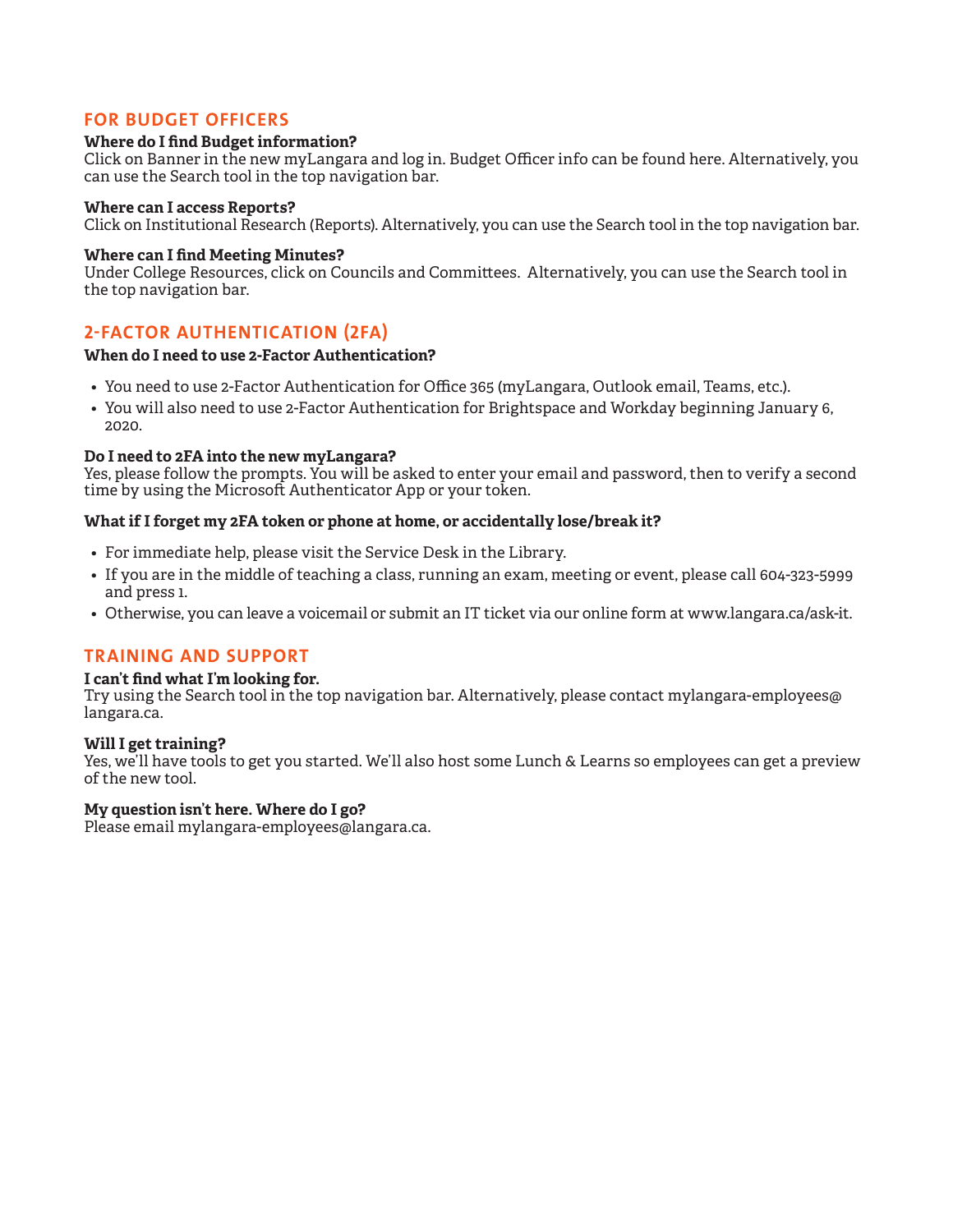## FOR BUDGET OFFICERS

**Where do I find Budget information?**
Click on Banner in the new myLangara and log in. Budget Officer info can be found here. Alternatively, you can use the Search tool in the top navigation bar.

**Where can I access Reports?**
Click on Institutional Research (Reports). Alternatively, you can use the Search tool in the top navigation bar.

**Where can I find Meeting Minutes?**
Under College Resources, click on Councils and Committees. Alternatively, you can use the Search tool in the top navigation bar.

## 2-FACTOR AUTHENTICATION (2FA)

**When do I need to use 2-Factor Authentication?**

- You need to use 2-Factor Authentication for Office 365 (myLangara, Outlook email, Teams, etc.).
- You will also need to use 2-Factor Authentication for Brightspace and Workday beginning January 6, 2020.

**Do I need to 2FA into the new myLangara?**
Yes, please follow the prompts. You will be asked to enter your email and password, then to verify a second time by using the Microsoft Authenticator App or your token.

**What if I forget my 2FA token or phone at home, or accidentally lose/break it?**

- For immediate help, please visit the Service Desk in the Library.
- If you are in the middle of teaching a class, running an exam, meeting or event, please call 604-323-5999 and press 1.
- Otherwise, you can leave a voicemail or submit an IT ticket via our online form at www.langara.ca/ask-it.

## TRAINING AND SUPPORT

**I can't find what I'm looking for.**
Try using the Search tool in the top navigation bar. Alternatively, please contact mylangara-employees@langara.ca.

**Will I get training?**
Yes, we'll have tools to get you started. We'll also host some Lunch & Learns so employees can get a preview of the new tool.

**My question isn't here. Where do I go?**
Please email mylangara-employees@langara.ca.